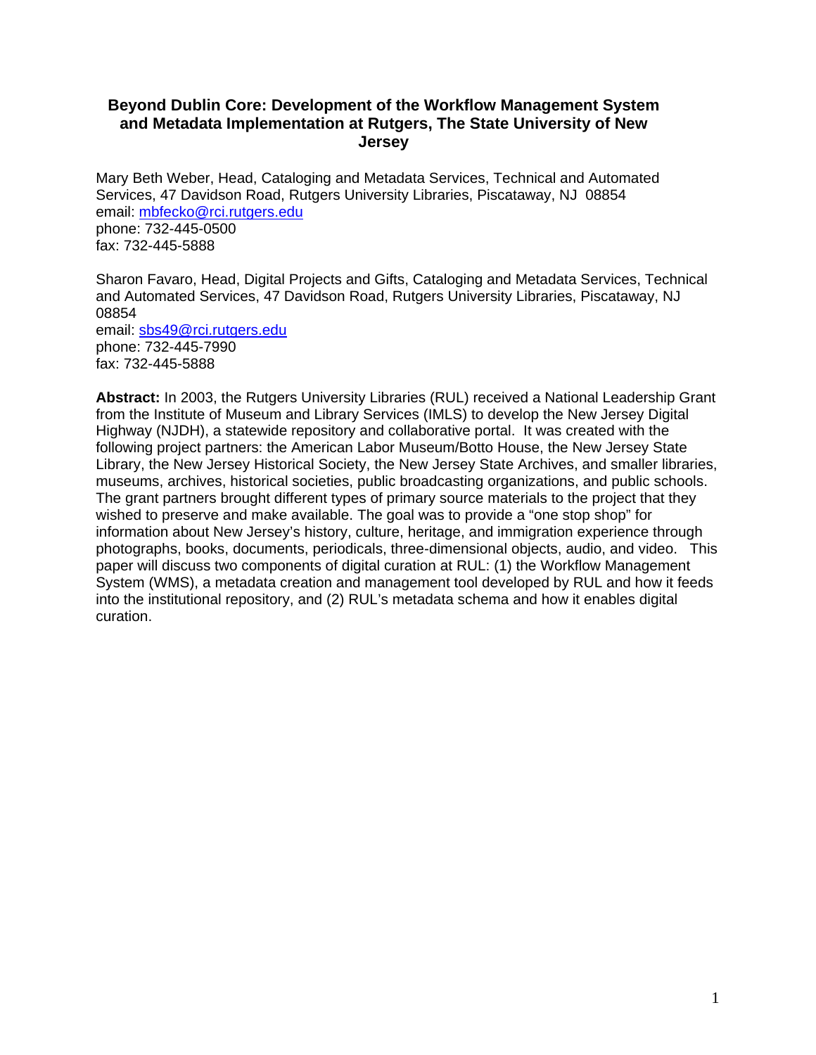# Beyond Dublin Core: Development of the Workflow Management System and Metadata Implementation at Rutgers, The State University of New Jersey

Mary Beth Weber, Head, Cataloging and Metadata Services, Technical and Automated Services, 47 Davidson Road, Rutgers University Libraries, Piscataway, NJ 08854
email: mbfecko@rci.rutgers.edu
phone: 732-445-0500
fax: 732-445-5888

Sharon Favaro, Head, Digital Projects and Gifts, Cataloging and Metadata Services, Technical and Automated Services, 47 Davidson Road, Rutgers University Libraries, Piscataway, NJ 08854
email: sbs49@rci.rutgers.edu
phone: 732-445-7990
fax: 732-445-5888

**Abstract:** In 2003, the Rutgers University Libraries (RUL) received a National Leadership Grant from the Institute of Museum and Library Services (IMLS) to develop the New Jersey Digital Highway (NJDH), a statewide repository and collaborative portal. It was created with the following project partners: the American Labor Museum/Botto House, the New Jersey State Library, the New Jersey Historical Society, the New Jersey State Archives, and smaller libraries, museums, archives, historical societies, public broadcasting organizations, and public schools. The grant partners brought different types of primary source materials to the project that they wished to preserve and make available. The goal was to provide a "one stop shop" for information about New Jersey's history, culture, heritage, and immigration experience through photographs, books, documents, periodicals, three-dimensional objects, audio, and video. This paper will discuss two components of digital curation at RUL: (1) the Workflow Management System (WMS), a metadata creation and management tool developed by RUL and how it feeds into the institutional repository, and (2) RUL's metadata schema and how it enables digital curation.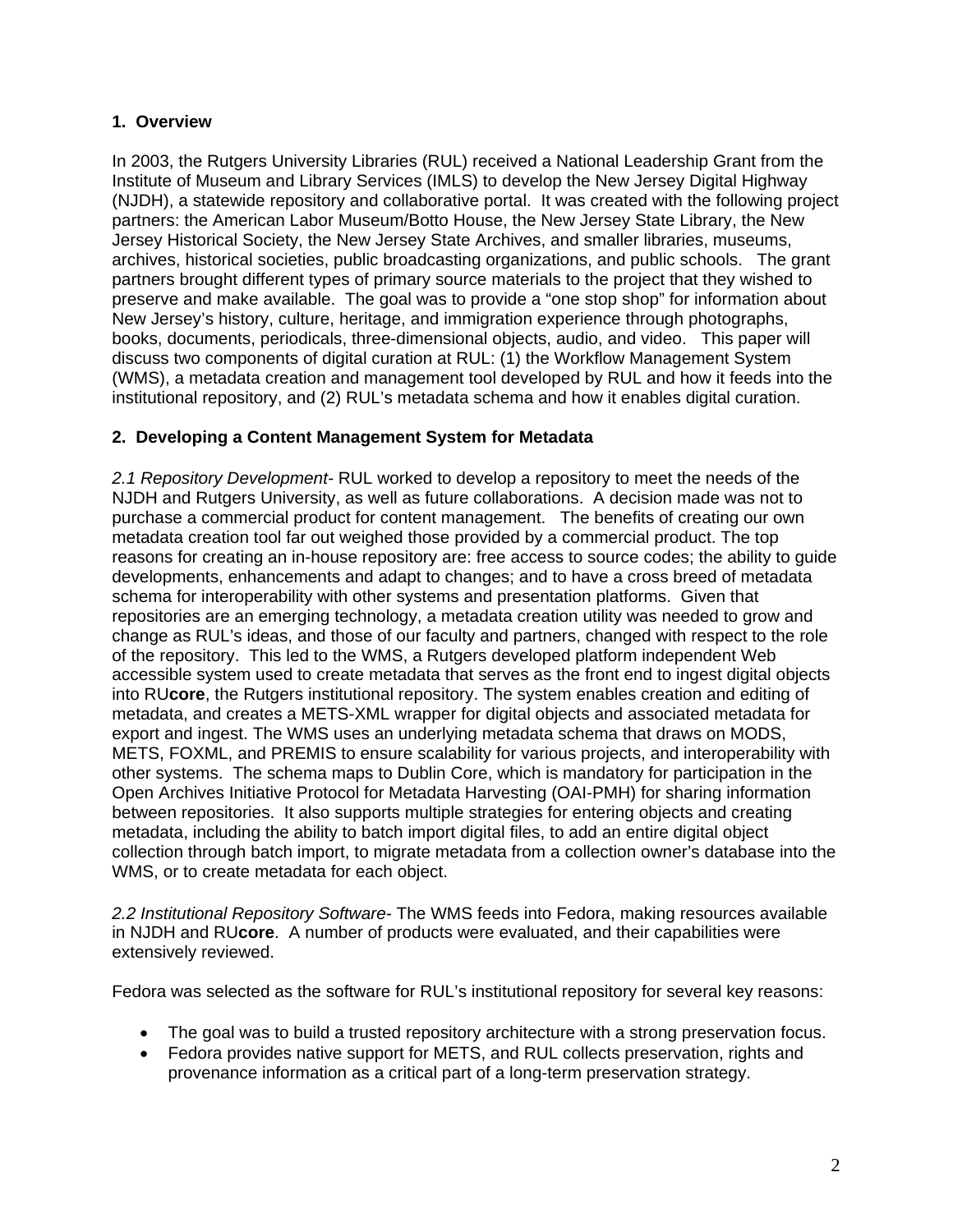## 1. Overview

In 2003, the Rutgers University Libraries (RUL) received a National Leadership Grant from the Institute of Museum and Library Services (IMLS) to develop the New Jersey Digital Highway (NJDH), a statewide repository and collaborative portal. It was created with the following project partners: the American Labor Museum/Botto House, the New Jersey State Library, the New Jersey Historical Society, the New Jersey State Archives, and smaller libraries, museums, archives, historical societies, public broadcasting organizations, and public schools. The grant partners brought different types of primary source materials to the project that they wished to preserve and make available. The goal was to provide a "one stop shop" for information about New Jersey's history, culture, heritage, and immigration experience through photographs, books, documents, periodicals, three-dimensional objects, audio, and video. This paper will discuss two components of digital curation at RUL: (1) the Workflow Management System (WMS), a metadata creation and management tool developed by RUL and how it feeds into the institutional repository, and (2) RUL's metadata schema and how it enables digital curation.

## 2. Developing a Content Management System for Metadata

*2.1 Repository Development*- RUL worked to develop a repository to meet the needs of the NJDH and Rutgers University, as well as future collaborations. A decision made was not to purchase a commercial product for content management. The benefits of creating our own metadata creation tool far out weighed those provided by a commercial product. The top reasons for creating an in-house repository are: free access to source codes; the ability to guide developments, enhancements and adapt to changes; and to have a cross breed of metadata schema for interoperability with other systems and presentation platforms. Given that repositories are an emerging technology, a metadata creation utility was needed to grow and change as RUL's ideas, and those of our faculty and partners, changed with respect to the role of the repository. This led to the WMS, a Rutgers developed platform independent Web accessible system used to create metadata that serves as the front end to ingest digital objects into RU**core**, the Rutgers institutional repository. The system enables creation and editing of metadata, and creates a METS-XML wrapper for digital objects and associated metadata for export and ingest. The WMS uses an underlying metadata schema that draws on MODS, METS, FOXML, and PREMIS to ensure scalability for various projects, and interoperability with other systems. The schema maps to Dublin Core, which is mandatory for participation in the Open Archives Initiative Protocol for Metadata Harvesting (OAI-PMH) for sharing information between repositories. It also supports multiple strategies for entering objects and creating metadata, including the ability to batch import digital files, to add an entire digital object collection through batch import, to migrate metadata from a collection owner's database into the WMS, or to create metadata for each object.

*2.2 Institutional Repository Software*- The WMS feeds into Fedora, making resources available in NJDH and RU**core**. A number of products were evaluated, and their capabilities were extensively reviewed.

Fedora was selected as the software for RUL's institutional repository for several key reasons:

- The goal was to build a trusted repository architecture with a strong preservation focus.
- Fedora provides native support for METS, and RUL collects preservation, rights and provenance information as a critical part of a long-term preservation strategy.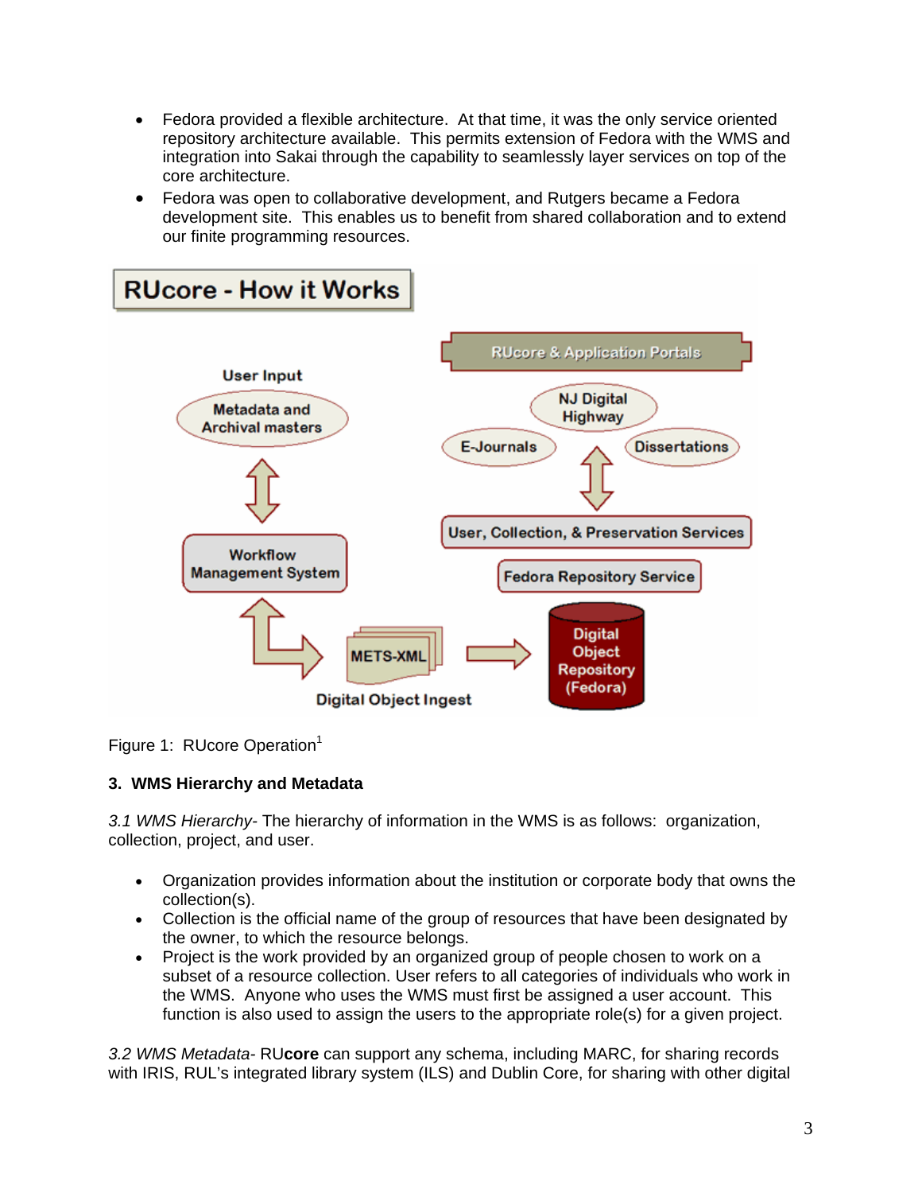- Fedora provided a flexible architecture. At that time, it was the only service oriented repository architecture available. This permits extension of Fedora with the WMS and integration into Sakai through the capability to seamlessly layer services on top of the core architecture.
- Fedora was open to collaborative development, and Rutgers became a Fedora development site. This enables us to benefit from shared collaboration and to extend our finite programming resources.

RUcore - How it Works

User Input
Metadata and Archival masters
Workflow Management System
METS-XML
Digital Object Ingest
RUcore & Application Portals
NJ Digital Highway
E-Journals
Dissertations
User, Collection, & Preservation Services
Fedora Repository Service
Digital Object Repository (Fedora)

Figure 1: RUcore Operation[1]

### 3. WMS Hierarchy and Metadata

*3.1 WMS Hierarchy*- The hierarchy of information in the WMS is as follows: organization, collection, project, and user.

- Organization provides information about the institution or corporate body that owns the collection(s).
- Collection is the official name of the group of resources that have been designated by the owner, to which the resource belongs.
- Project is the work provided by an organized group of people chosen to work on a subset of a resource collection. User refers to all categories of individuals who work in the WMS. Anyone who uses the WMS must first be assigned a user account. This function is also used to assign the users to the appropriate role(s) for a given project.

*3.2 WMS Metadata*- RU**core** can support any schema, including MARC, for sharing records with IRIS, RUL's integrated library system (ILS) and Dublin Core, for sharing with other digital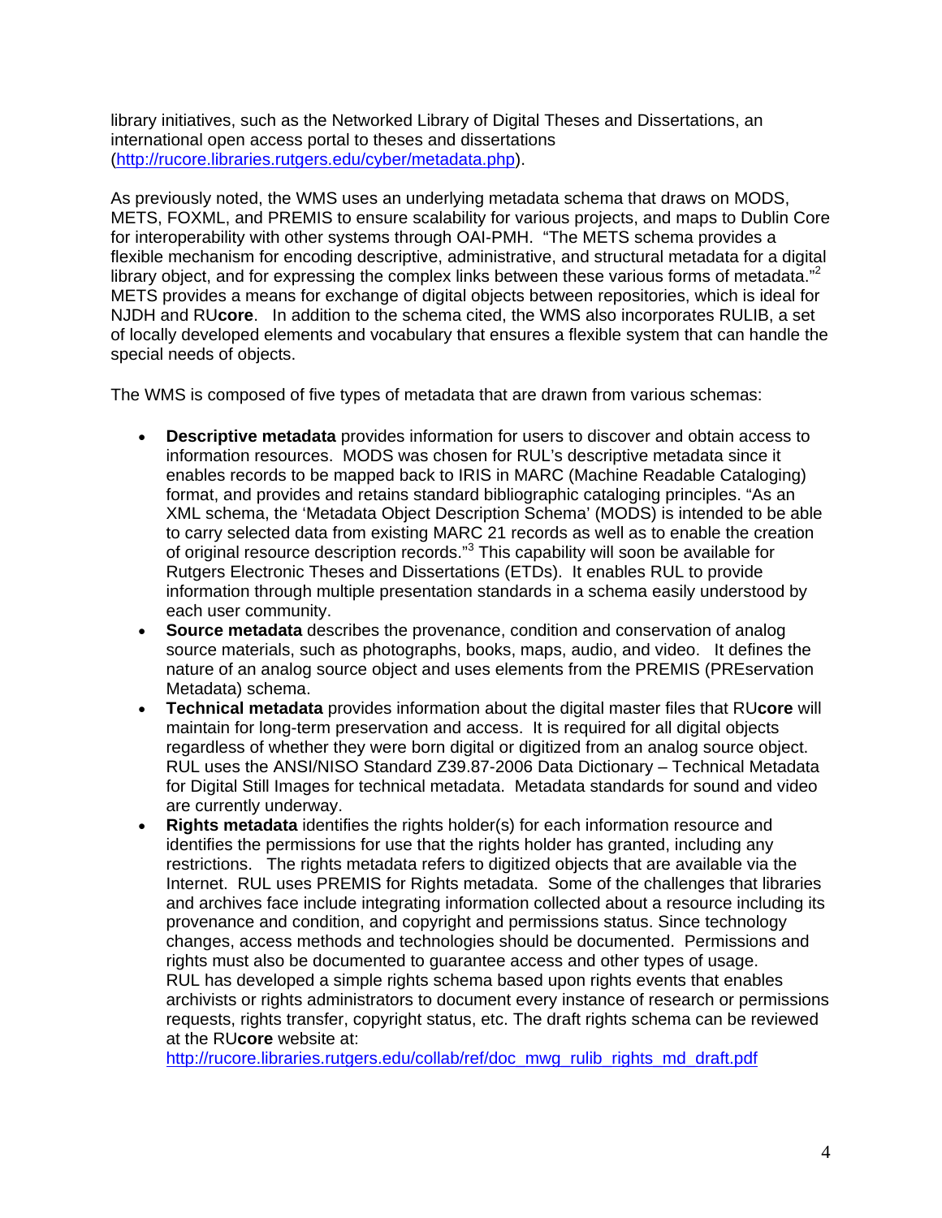library initiatives, such as the Networked Library of Digital Theses and Dissertations, an international open access portal to theses and dissertations (http://rucore.libraries.rutgers.edu/cyber/metadata.php).

As previously noted, the WMS uses an underlying metadata schema that draws on MODS, METS, FOXML, and PREMIS to ensure scalability for various projects, and maps to Dublin Core for interoperability with other systems through OAI-PMH. "The METS schema provides a flexible mechanism for encoding descriptive, administrative, and structural metadata for a digital library object, and for expressing the complex links between these various forms of metadata."[2] METS provides a means for exchange of digital objects between repositories, which is ideal for NJDH and RU**core**. In addition to the schema cited, the WMS also incorporates RULIB, a set of locally developed elements and vocabulary that ensures a flexible system that can handle the special needs of objects.

The WMS is composed of five types of metadata that are drawn from various schemas:

- **Descriptive metadata** provides information for users to discover and obtain access to information resources. MODS was chosen for RUL's descriptive metadata since it enables records to be mapped back to IRIS in MARC (Machine Readable Cataloging) format, and provides and retains standard bibliographic cataloging principles. "As an XML schema, the 'Metadata Object Description Schema' (MODS) is intended to be able to carry selected data from existing MARC 21 records as well as to enable the creation of original resource description records."[3] This capability will soon be available for Rutgers Electronic Theses and Dissertations (ETDs). It enables RUL to provide information through multiple presentation standards in a schema easily understood by each user community.
- **Source metadata** describes the provenance, condition and conservation of analog source materials, such as photographs, books, maps, audio, and video. It defines the nature of an analog source object and uses elements from the PREMIS (PREservation Metadata) schema.
- **Technical metadata** provides information about the digital master files that RU**core** will maintain for long-term preservation and access. It is required for all digital objects regardless of whether they were born digital or digitized from an analog source object. RUL uses the ANSI/NISO Standard Z39.87-2006 Data Dictionary – Technical Metadata for Digital Still Images for technical metadata. Metadata standards for sound and video are currently underway.
- **Rights metadata** identifies the rights holder(s) for each information resource and identifies the permissions for use that the rights holder has granted, including any restrictions. The rights metadata refers to digitized objects that are available via the Internet. RUL uses PREMIS for Rights metadata. Some of the challenges that libraries and archives face include integrating information collected about a resource including its provenance and condition, and copyright and permissions status. Since technology changes, access methods and technologies should be documented. Permissions and rights must also be documented to guarantee access and other types of usage. RUL has developed a simple rights schema based upon rights events that enables archivists or rights administrators to document every instance of research or permissions requests, rights transfer, copyright status, etc. The draft rights schema can be reviewed at the RU**core** website at: http://rucore.libraries.rutgers.edu/collab/ref/doc_mwg_rulib_rights_md_draft.pdf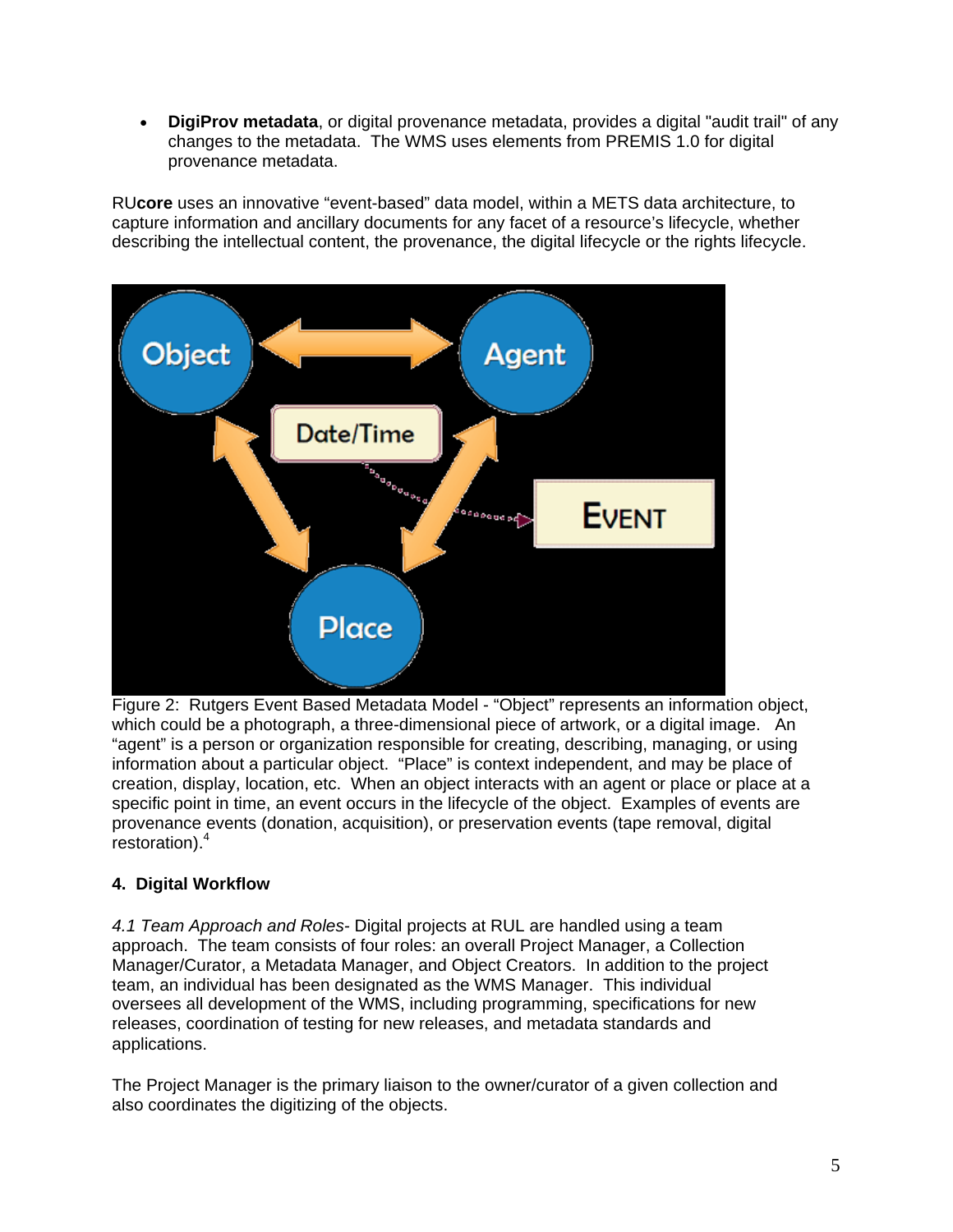- **DigiProv metadata**, or digital provenance metadata, provides a digital "audit trail" of any changes to the metadata. The WMS uses elements from PREMIS 1.0 for digital provenance metadata.

RU**core** uses an innovative "event-based" data model, within a METS data architecture, to capture information and ancillary documents for any facet of a resource's lifecycle, whether describing the intellectual content, the provenance, the digital lifecycle or the rights lifecycle.

Figure 2: Rutgers Event Based Metadata Model - "Object" represents an information object, which could be a photograph, a three-dimensional piece of artwork, or a digital image. An "agent" is a person or organization responsible for creating, describing, managing, or using information about a particular object. "Place" is context independent, and may be place of creation, display, location, etc. When an object interacts with an agent or place or place at a specific point in time, an event occurs in the lifecycle of the object. Examples of events are provenance events (donation, acquisition), or preservation events (tape removal, digital restoration).[4]

**4. Digital Workflow**

*4.1 Team Approach and Roles*- Digital projects at RUL are handled using a team approach. The team consists of four roles: an overall Project Manager, a Collection Manager/Curator, a Metadata Manager, and Object Creators. In addition to the project team, an individual has been designated as the WMS Manager. This individual oversees all development of the WMS, including programming, specifications for new releases, coordination of testing for new releases, and metadata standards and applications.

The Project Manager is the primary liaison to the owner/curator of a given collection and also coordinates the digitizing of the objects.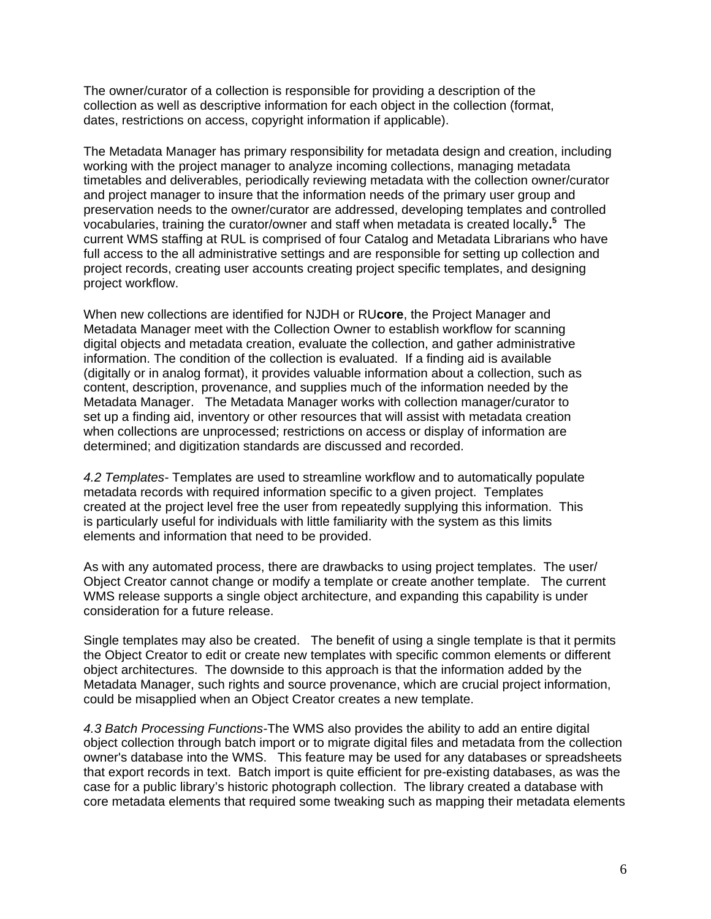The owner/curator of a collection is responsible for providing a description of the collection as well as descriptive information for each object in the collection (format, dates, restrictions on access, copyright information if applicable).

The Metadata Manager has primary responsibility for metadata design and creation, including working with the project manager to analyze incoming collections, managing metadata timetables and deliverables, periodically reviewing metadata with the collection owner/curator and project manager to insure that the information needs of the primary user group and preservation needs to the owner/curator are addressed, developing templates and controlled vocabularies, training the curator/owner and staff when metadata is created locally.[5] The current WMS staffing at RUL is comprised of four Catalog and Metadata Librarians who have full access to the all administrative settings and are responsible for setting up collection and project records, creating user accounts creating project specific templates, and designing project workflow.

When new collections are identified for NJDH or RU**core**, the Project Manager and Metadata Manager meet with the Collection Owner to establish workflow for scanning digital objects and metadata creation, evaluate the collection, and gather administrative information. The condition of the collection is evaluated. If a finding aid is available (digitally or in analog format), it provides valuable information about a collection, such as content, description, provenance, and supplies much of the information needed by the Metadata Manager. The Metadata Manager works with collection manager/curator to set up a finding aid, inventory or other resources that will assist with metadata creation when collections are unprocessed; restrictions on access or display of information are determined; and digitization standards are discussed and recorded.

*4.2 Templates*- Templates are used to streamline workflow and to automatically populate metadata records with required information specific to a given project. Templates created at the project level free the user from repeatedly supplying this information. This is particularly useful for individuals with little familiarity with the system as this limits elements and information that need to be provided.

As with any automated process, there are drawbacks to using project templates. The user/ Object Creator cannot change or modify a template or create another template. The current WMS release supports a single object architecture, and expanding this capability is under consideration for a future release.

Single templates may also be created. The benefit of using a single template is that it permits the Object Creator to edit or create new templates with specific common elements or different object architectures. The downside to this approach is that the information added by the Metadata Manager, such rights and source provenance, which are crucial project information, could be misapplied when an Object Creator creates a new template.

*4.3 Batch Processing Functions*-The WMS also provides the ability to add an entire digital object collection through batch import or to migrate digital files and metadata from the collection owner's database into the WMS. This feature may be used for any databases or spreadsheets that export records in text. Batch import is quite efficient for pre-existing databases, as was the case for a public library's historic photograph collection. The library created a database with core metadata elements that required some tweaking such as mapping their metadata elements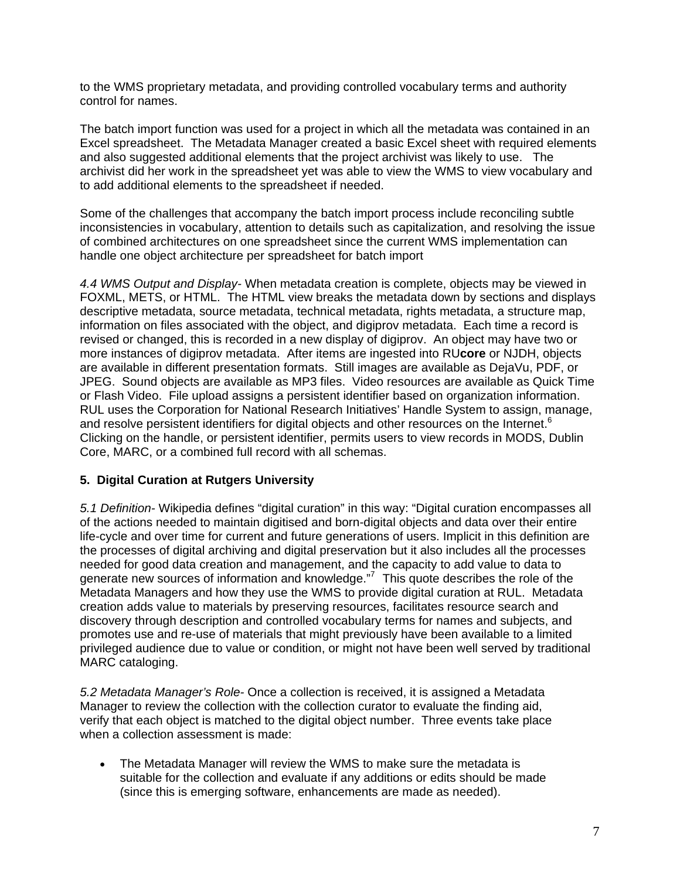to the WMS proprietary metadata, and providing controlled vocabulary terms and authority control for names.

The batch import function was used for a project in which all the metadata was contained in an Excel spreadsheet. The Metadata Manager created a basic Excel sheet with required elements and also suggested additional elements that the project archivist was likely to use. The archivist did her work in the spreadsheet yet was able to view the WMS to view vocabulary and to add additional elements to the spreadsheet if needed.

Some of the challenges that accompany the batch import process include reconciling subtle inconsistencies in vocabulary, attention to details such as capitalization, and resolving the issue of combined architectures on one spreadsheet since the current WMS implementation can handle one object architecture per spreadsheet for batch import

*4.4 WMS Output and Display*- When metadata creation is complete, objects may be viewed in FOXML, METS, or HTML. The HTML view breaks the metadata down by sections and displays descriptive metadata, source metadata, technical metadata, rights metadata, a structure map, information on files associated with the object, and digiprov metadata. Each time a record is revised or changed, this is recorded in a new display of digiprov. An object may have two or more instances of digiprov metadata. After items are ingested into RU**core** or NJDH, objects are available in different presentation formats. Still images are available as DejaVu, PDF, or JPEG. Sound objects are available as MP3 files. Video resources are available as Quick Time or Flash Video. File upload assigns a persistent identifier based on organization information. RUL uses the Corporation for National Research Initiatives' Handle System to assign, manage, and resolve persistent identifiers for digital objects and other resources on the Internet.[6] Clicking on the handle, or persistent identifier, permits users to view records in MODS, Dublin Core, MARC, or a combined full record with all schemas.

## 5. Digital Curation at Rutgers University

*5.1 Definition*- Wikipedia defines "digital curation" in this way: "Digital curation encompasses all of the actions needed to maintain digitised and born-digital objects and data over their entire life-cycle and over time for current and future generations of users. Implicit in this definition are the processes of digital archiving and digital preservation but it also includes all the processes needed for good data creation and management, and the capacity to add value to data to generate new sources of information and knowledge."[7] This quote describes the role of the Metadata Managers and how they use the WMS to provide digital curation at RUL. Metadata creation adds value to materials by preserving resources, facilitates resource search and discovery through description and controlled vocabulary terms for names and subjects, and promotes use and re-use of materials that might previously have been available to a limited privileged audience due to value or condition, or might not have been well served by traditional MARC cataloging.

*5.2 Metadata Manager's Role*- Once a collection is received, it is assigned a Metadata Manager to review the collection with the collection curator to evaluate the finding aid, verify that each object is matched to the digital object number. Three events take place when a collection assessment is made:

- The Metadata Manager will review the WMS to make sure the metadata is suitable for the collection and evaluate if any additions or edits should be made (since this is emerging software, enhancements are made as needed).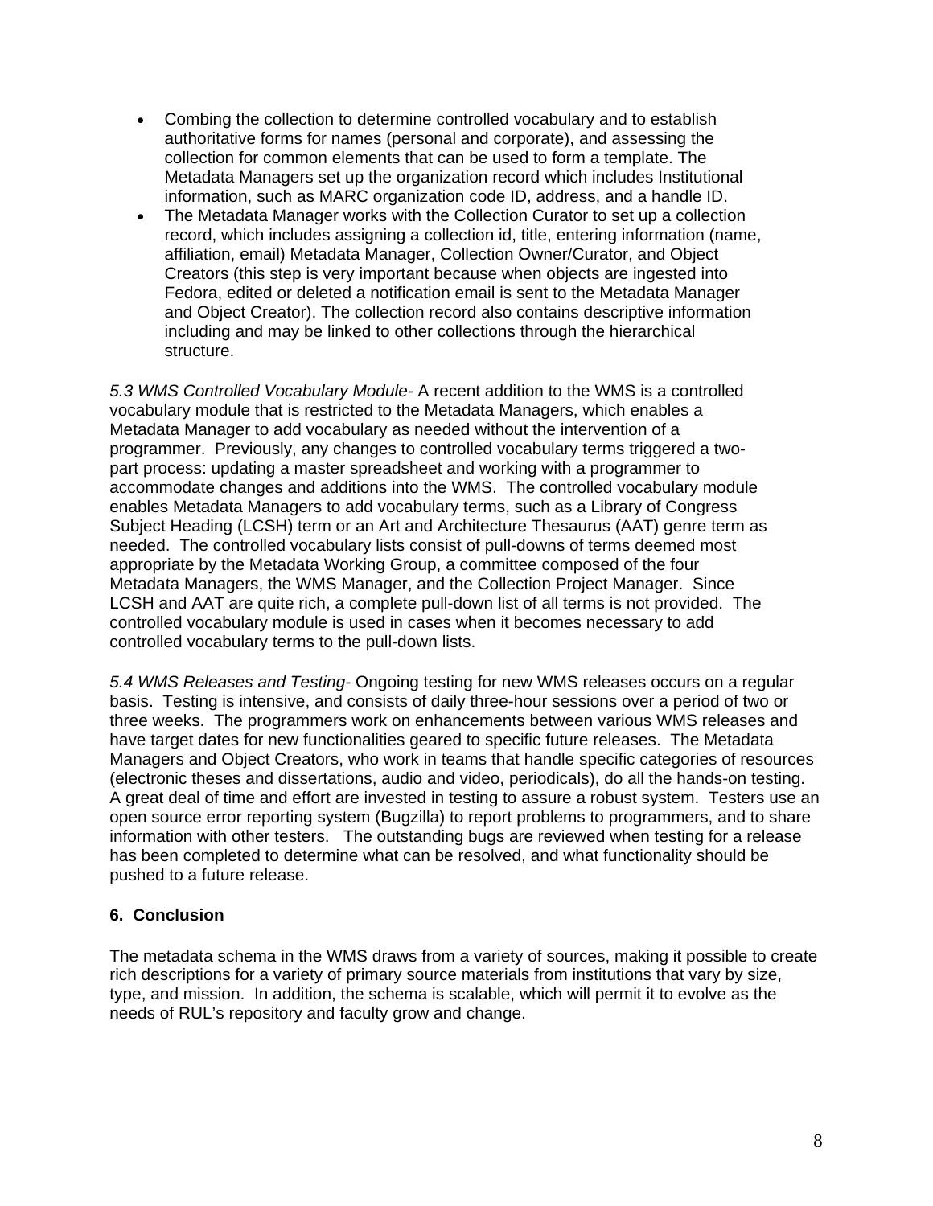- Combing the collection to determine controlled vocabulary and to establish authoritative forms for names (personal and corporate), and assessing the collection for common elements that can be used to form a template. The Metadata Managers set up the organization record which includes Institutional information, such as MARC organization code ID, address, and a handle ID.
- The Metadata Manager works with the Collection Curator to set up a collection record, which includes assigning a collection id, title, entering information (name, affiliation, email) Metadata Manager, Collection Owner/Curator, and Object Creators (this step is very important because when objects are ingested into Fedora, edited or deleted a notification email is sent to the Metadata Manager and Object Creator). The collection record also contains descriptive information including and may be linked to other collections through the hierarchical structure.

*5.3 WMS Controlled Vocabulary Module*- A recent addition to the WMS is a controlled vocabulary module that is restricted to the Metadata Managers, which enables a Metadata Manager to add vocabulary as needed without the intervention of a programmer. Previously, any changes to controlled vocabulary terms triggered a two-part process: updating a master spreadsheet and working with a programmer to accommodate changes and additions into the WMS. The controlled vocabulary module enables Metadata Managers to add vocabulary terms, such as a Library of Congress Subject Heading (LCSH) term or an Art and Architecture Thesaurus (AAT) genre term as needed. The controlled vocabulary lists consist of pull-downs of terms deemed most appropriate by the Metadata Working Group, a committee composed of the four Metadata Managers, the WMS Manager, and the Collection Project Manager. Since LCSH and AAT are quite rich, a complete pull-down list of all terms is not provided. The controlled vocabulary module is used in cases when it becomes necessary to add controlled vocabulary terms to the pull-down lists.

*5.4 WMS Releases and Testing*- Ongoing testing for new WMS releases occurs on a regular basis. Testing is intensive, and consists of daily three-hour sessions over a period of two or three weeks. The programmers work on enhancements between various WMS releases and have target dates for new functionalities geared to specific future releases. The Metadata Managers and Object Creators, who work in teams that handle specific categories of resources (electronic theses and dissertations, audio and video, periodicals), do all the hands-on testing. A great deal of time and effort are invested in testing to assure a robust system. Testers use an open source error reporting system (Bugzilla) to report problems to programmers, and to share information with other testers. The outstanding bugs are reviewed when testing for a release has been completed to determine what can be resolved, and what functionality should be pushed to a future release.

## 6. Conclusion

The metadata schema in the WMS draws from a variety of sources, making it possible to create rich descriptions for a variety of primary source materials from institutions that vary by size, type, and mission. In addition, the schema is scalable, which will permit it to evolve as the needs of RUL's repository and faculty grow and change.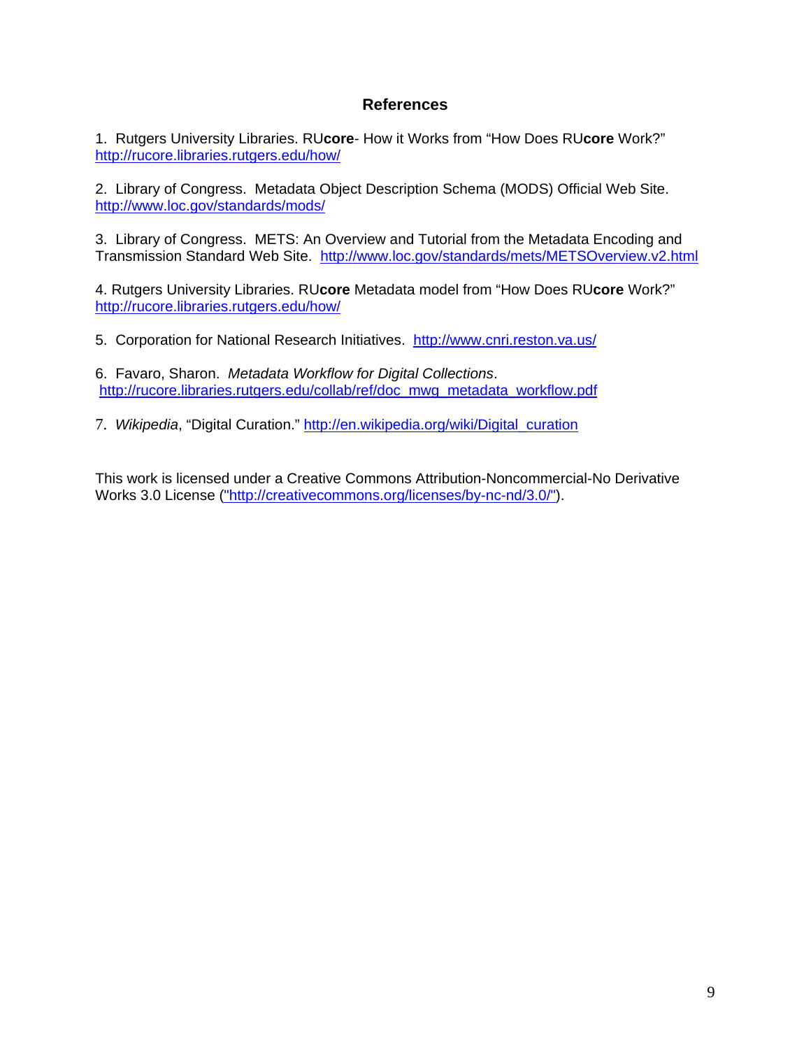## References

1. Rutgers University Libraries. RU**core**- How it Works from "How Does RU**core** Work?" http://rucore.libraries.rutgers.edu/how/

2. Library of Congress. Metadata Object Description Schema (MODS) Official Web Site. http://www.loc.gov/standards/mods/

3. Library of Congress. METS: An Overview and Tutorial from the Metadata Encoding and Transmission Standard Web Site. http://www.loc.gov/standards/mets/METSOverview.v2.html

4. Rutgers University Libraries. RU**core** Metadata model from "How Does RU**core** Work?" http://rucore.libraries.rutgers.edu/how/

5. Corporation for National Research Initiatives. http://www.cnri.reston.va.us/

6. Favaro, Sharon. *Metadata Workflow for Digital Collections*. http://rucore.libraries.rutgers.edu/collab/ref/doc_mwg_metadata_workflow.pdf

7. *Wikipedia*, "Digital Curation." http://en.wikipedia.org/wiki/Digital_curation

This work is licensed under a Creative Commons Attribution-Noncommercial-No Derivative Works 3.0 License ("http://creativecommons.org/licenses/by-nc-nd/3.0/").